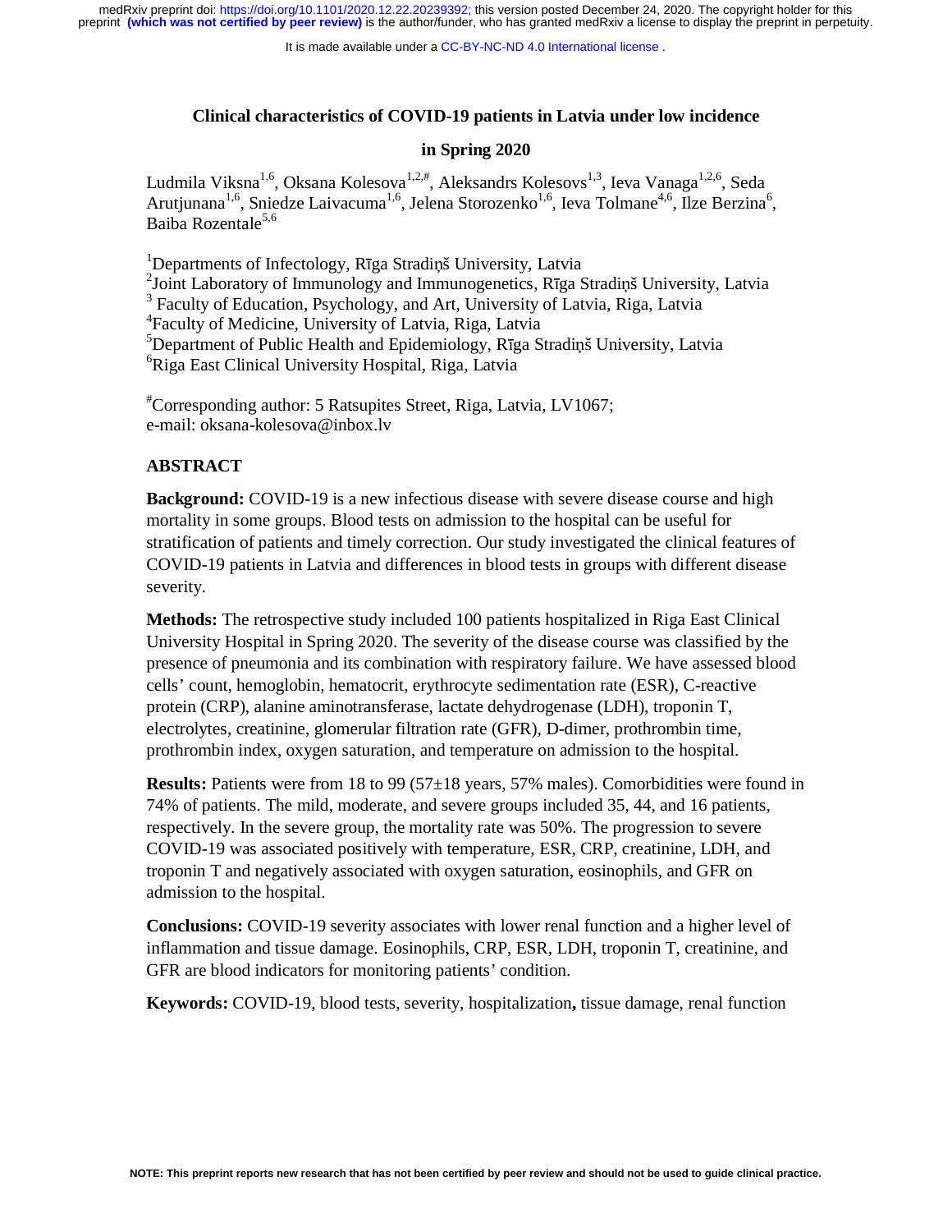# Clinical characteristics of COVID-19 patients in Latvia under low incidence in Spring 2020

Ludmila Viksna[1,6], Oksana Kolesova[1,2,#], Aleksandrs Kolesovs[1,3], Ieva Vanaga[1,2,6], Seda Arutjunana[1,6], Sniedze Laivacuma[1,6], Jelena Storozenko[1,6], Ieva Tolmane[4,6], Ilze Berzina[6], Baiba Rozentale[5,6]

[1]Departments of Infectology, Rīga Stradiņš University, Latvia
[2]Joint Laboratory of Immunology and Immunogenetics, Rīga Stradiņš University, Latvia
[3] Faculty of Education, Psychology, and Art, University of Latvia, Riga, Latvia
[4]Faculty of Medicine, University of Latvia, Riga, Latvia
[5]Department of Public Health and Epidemiology, Rīga Stradiņš University, Latvia
[6]Riga East Clinical University Hospital, Riga, Latvia

[#]Corresponding author: 5 Ratsupites Street, Riga, Latvia, LV1067;
e-mail: oksana-kolesova@inbox.lv

## ABSTRACT

**Background:** COVID-19 is a new infectious disease with severe disease course and high mortality in some groups. Blood tests on admission to the hospital can be useful for stratification of patients and timely correction. Our study investigated the clinical features of COVID-19 patients in Latvia and differences in blood tests in groups with different disease severity.

**Methods:** The retrospective study included 100 patients hospitalized in Riga East Clinical University Hospital in Spring 2020. The severity of the disease course was classified by the presence of pneumonia and its combination with respiratory failure. We have assessed blood cells' count, hemoglobin, hematocrit, erythrocyte sedimentation rate (ESR), C-reactive protein (CRP), alanine aminotransferase, lactate dehydrogenase (LDH), troponin T, electrolytes, creatinine, glomerular filtration rate (GFR), D-dimer, prothrombin time, prothrombin index, oxygen saturation, and temperature on admission to the hospital.

**Results:** Patients were from 18 to 99 (57±18 years, 57% males). Comorbidities were found in 74% of patients. The mild, moderate, and severe groups included 35, 44, and 16 patients, respectively. In the severe group, the mortality rate was 50%. The progression to severe COVID-19 was associated positively with temperature, ESR, CRP, creatinine, LDH, and troponin T and negatively associated with oxygen saturation, eosinophils, and GFR on admission to the hospital.

**Conclusions:** COVID-19 severity associates with lower renal function and a higher level of inflammation and tissue damage. Eosinophils, CRP, ESR, LDH, troponin T, creatinine, and GFR are blood indicators for monitoring patients' condition.

**Keywords:** COVID-19, blood tests, severity, hospitalization**,** tissue damage, renal function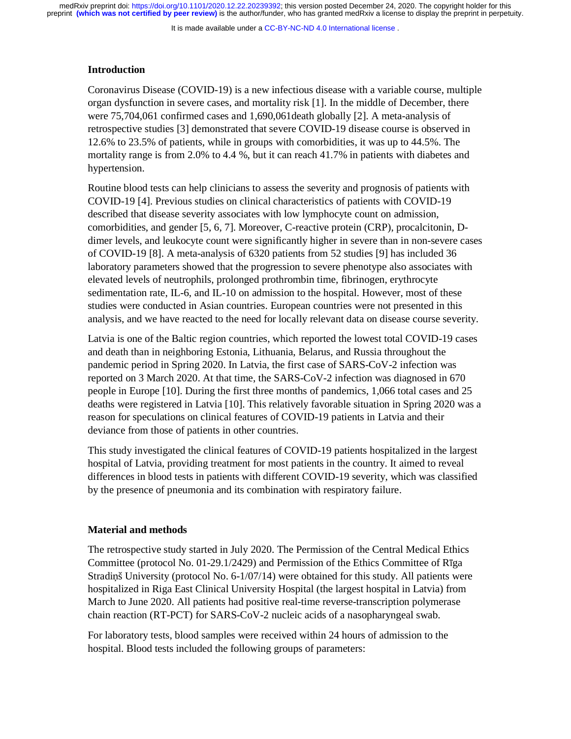## Introduction

Coronavirus Disease (COVID-19) is a new infectious disease with a variable course, multiple organ dysfunction in severe cases, and mortality risk [1]. In the middle of December, there were 75,704,061 confirmed cases and 1,690,061death globally [2]. A meta-analysis of retrospective studies [3] demonstrated that severe COVID-19 disease course is observed in 12.6% to 23.5% of patients, while in groups with comorbidities, it was up to 44.5%. The mortality range is from 2.0% to 4.4 %, but it can reach 41.7% in patients with diabetes and hypertension.

Routine blood tests can help clinicians to assess the severity and prognosis of patients with COVID-19 [4]. Previous studies on clinical characteristics of patients with COVID-19 described that disease severity associates with low lymphocyte count on admission, comorbidities, and gender [5, 6, 7]. Moreover, C-reactive protein (CRP), procalcitonin, D-dimer levels, and leukocyte count were significantly higher in severe than in non-severe cases of COVID-19 [8]. A meta-analysis of 6320 patients from 52 studies [9] has included 36 laboratory parameters showed that the progression to severe phenotype also associates with elevated levels of neutrophils, prolonged prothrombin time, fibrinogen, erythrocyte sedimentation rate, IL-6, and IL-10 on admission to the hospital. However, most of these studies were conducted in Asian countries. European countries were not presented in this analysis, and we have reacted to the need for locally relevant data on disease course severity.

Latvia is one of the Baltic region countries, which reported the lowest total COVID-19 cases and death than in neighboring Estonia, Lithuania, Belarus, and Russia throughout the pandemic period in Spring 2020. In Latvia, the first case of SARS-CoV-2 infection was reported on 3 March 2020. At that time, the SARS-CoV-2 infection was diagnosed in 670 people in Europe [10]. During the first three months of pandemics, 1,066 total cases and 25 deaths were registered in Latvia [10]. This relatively favorable situation in Spring 2020 was a reason for speculations on clinical features of COVID-19 patients in Latvia and their deviance from those of patients in other countries.

This study investigated the clinical features of COVID-19 patients hospitalized in the largest hospital of Latvia, providing treatment for most patients in the country. It aimed to reveal differences in blood tests in patients with different COVID-19 severity, which was classified by the presence of pneumonia and its combination with respiratory failure.

## Material and methods

The retrospective study started in July 2020. The Permission of the Central Medical Ethics Committee (protocol No. 01-29.1/2429) and Permission of the Ethics Committee of Rīga Stradiņš University (protocol No. 6-1/07/14) were obtained for this study. All patients were hospitalized in Riga East Clinical University Hospital (the largest hospital in Latvia) from March to June 2020. All patients had positive real-time reverse-transcription polymerase chain reaction (RT-PCT) for SARS-CoV-2 nucleic acids of a nasopharyngeal swab.

For laboratory tests, blood samples were received within 24 hours of admission to the hospital. Blood tests included the following groups of parameters: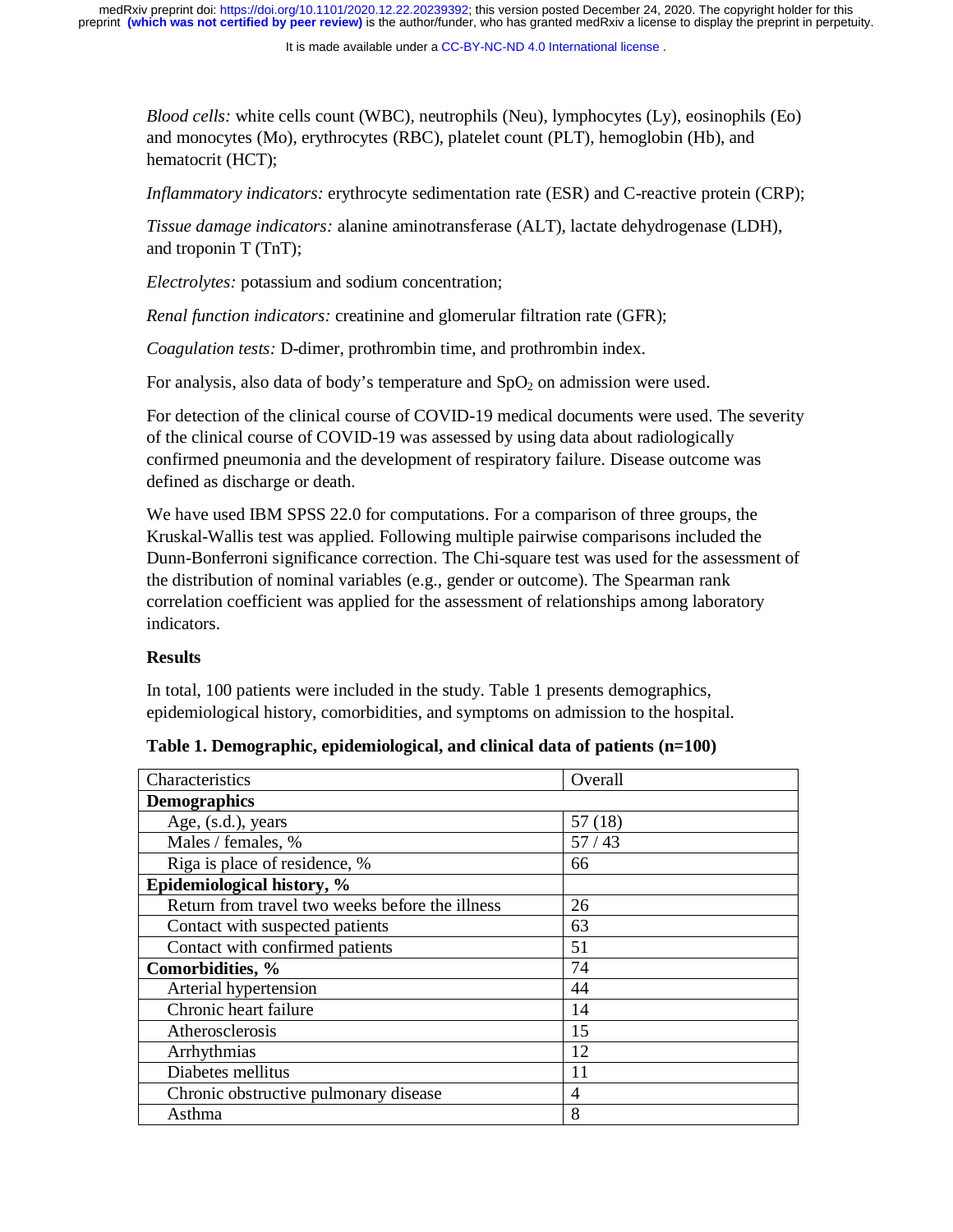*Blood cells:* white cells count (WBC), neutrophils (Neu), lymphocytes (Ly), eosinophils (Eo) and monocytes (Mo), erythrocytes (RBC), platelet count (PLT), hemoglobin (Hb), and hematocrit (HCT);

*Inflammatory indicators:* erythrocyte sedimentation rate (ESR) and C-reactive protein (CRP);

*Tissue damage indicators:* alanine aminotransferase (ALT), lactate dehydrogenase (LDH), and troponin T (TnT);

*Electrolytes:* potassium and sodium concentration;

*Renal function indicators:* creatinine and glomerular filtration rate (GFR);

*Coagulation tests:* D-dimer, prothrombin time, and prothrombin index.

For analysis, also data of body's temperature and $SpO_2$ on admission were used.

For detection of the clinical course of COVID-19 medical documents were used. The severity of the clinical course of COVID-19 was assessed by using data about radiologically confirmed pneumonia and the development of respiratory failure. Disease outcome was defined as discharge or death.

We have used IBM SPSS 22.0 for computations. For a comparison of three groups, the Kruskal-Wallis test was applied. Following multiple pairwise comparisons included the Dunn-Bonferroni significance correction. The Chi-square test was used for the assessment of the distribution of nominal variables (e.g., gender or outcome). The Spearman rank correlation coefficient was applied for the assessment of relationships among laboratory indicators.

**Results**

In total, 100 patients were included in the study. Table 1 presents demographics, epidemiological history, comorbidities, and symptoms on admission to the hospital.

**Table 1. Demographic, epidemiological, and clinical data of patients (n=100)**

| Characteristics | Overall |
|---|---|
| **Demographics** | |
| Age, (s.d.), years | 57 (18) |
| Males / females, % | 57 / 43 |
| Riga is place of residence, % | 66 |
| **Epidemiological history, %** | |
| Return from travel two weeks before the illness | 26 |
| Contact with suspected patients | 63 |
| Contact with confirmed patients | 51 |
| **Comorbidities, %** | 74 |
| Arterial hypertension | 44 |
| Chronic heart failure | 14 |
| Atherosclerosis | 15 |
| Arrhythmias | 12 |
| Diabetes mellitus | 11 |
| Chronic obstructive pulmonary disease | 4 |
| Asthma | 8 |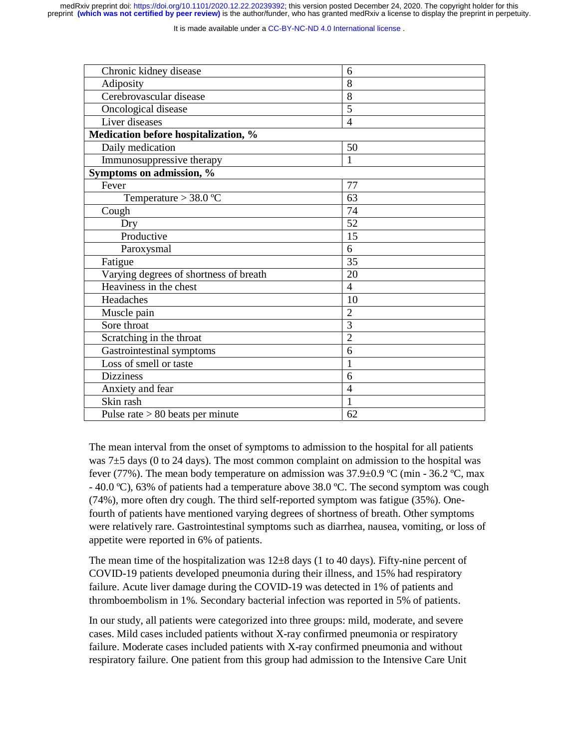| | |
|---|---|
| Chronic kidney disease | 6 |
| Adiposity | 8 |
| Cerebrovascular disease | 8 |
| Oncological disease | 5 |
| Liver diseases | 4 |
| **Medication before hospitalization, %** | |
| Daily medication | 50 |
| Immunosuppressive therapy | 1 |
| **Symptoms on admission, %** | |
| Fever | 77 |
| Temperature > 38.0 ºC | 63 |
| Cough | 74 |
| Dry | 52 |
| Productive | 15 |
| Paroxysmal | 6 |
| Fatigue | 35 |
| Varying degrees of shortness of breath | 20 |
| Heaviness in the chest | 4 |
| Headaches | 10 |
| Muscle pain | 2 |
| Sore throat | 3 |
| Scratching in the throat | 2 |
| Gastrointestinal symptoms | 6 |
| Loss of smell or taste | 1 |
| Dizziness | 6 |
| Anxiety and fear | 4 |
| Skin rash | 1 |
| Pulse rate > 80 beats per minute | 62 |

The mean interval from the onset of symptoms to admission to the hospital for all patients was 7±5 days (0 to 24 days). The most common complaint on admission to the hospital was fever (77%). The mean body temperature on admission was 37.9±0.9 ºC (min - 36.2 ºC, max - 40.0 ºC), 63% of patients had a temperature above 38.0 ºC. The second symptom was cough (74%), more often dry cough. The third self-reported symptom was fatigue (35%). One-fourth of patients have mentioned varying degrees of shortness of breath. Other symptoms were relatively rare. Gastrointestinal symptoms such as diarrhea, nausea, vomiting, or loss of appetite were reported in 6% of patients.

The mean time of the hospitalization was 12±8 days (1 to 40 days). Fifty-nine percent of COVID-19 patients developed pneumonia during their illness, and 15% had respiratory failure. Acute liver damage during the COVID-19 was detected in 1% of patients and thromboembolism in 1%. Secondary bacterial infection was reported in 5% of patients.

In our study, all patients were categorized into three groups: mild, moderate, and severe cases. Mild cases included patients without X-ray confirmed pneumonia or respiratory failure. Moderate cases included patients with X-ray confirmed pneumonia and without respiratory failure. One patient from this group had admission to the Intensive Care Unit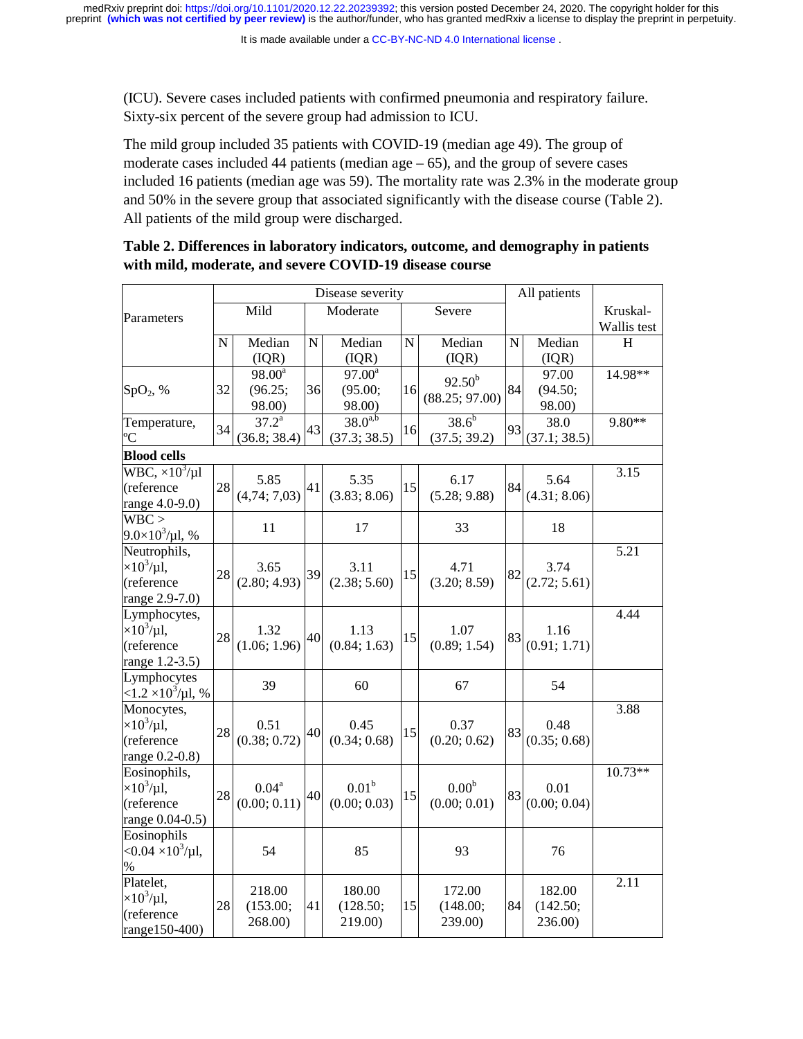(ICU). Severe cases included patients with confirmed pneumonia and respiratory failure. Sixty-six percent of the severe group had admission to ICU.

The mild group included 35 patients with COVID-19 (median age 49). The group of moderate cases included 44 patients (median age – 65), and the group of severe cases included 16 patients (median age was 59). The mortality rate was 2.3% in the moderate group and 50% in the severe group that associated significantly with the disease course (Table 2). All patients of the mild group were discharged.

**Table 2. Differences in laboratory indicators, outcome, and demography in patients with mild, moderate, and severe COVID-19 disease course**

| Parameters | Disease severity | | | | | | All patients | | Kruskal-Wallis test |
|---|---|---|---|---|---|---|---|---|---|
| | Mild | | Moderate | | Severe | | | | |
| | N | Median (IQR) | N | Median (IQR) | N | Median (IQR) | N | Median (IQR) | H |
| $SpO_2$, % | 32 | 98.00[a] (96.25; 98.00) | 36 | 97.00[a] (95.00; 98.00) | 16 | 92.50[b] (88.25; 97.00) | 84 | 97.00 (94.50; 98.00) | 14.98** |
| Temperature, ºC | 34 | 37.2[a] (36.8; 38.4) | 43 | 38.0[a,b] (37.3; 38.5) | 16 | 38.6[b] (37.5; 39.2) | 93 | 38.0 (37.1; 38.5) | 9.80** |
| **Blood cells** | | | | | | | | | |
| WBC, $\times 10^3/\mu l$ (reference range 4.0-9.0) | 28 | 5.85 (4,74; 7,03) | 41 | 5.35 (3.83; 8.06) | 15 | 6.17 (5.28; 9.88) | 84 | 5.64 (4.31; 8.06) | 3.15 |
| WBC > $9.0\times 10^3/\mu l$, % | | 11 | | 17 | | 33 | | 18 | |
| Neutrophils, $\times 10^3/\mu l$, (reference range 2.9-7.0) | 28 | 3.65 (2.80; 4.93) | 39 | 3.11 (2.38; 5.60) | 15 | 4.71 (3.20; 8.59) | 82 | 3.74 (2.72; 5.61) | 5.21 |
| Lymphocytes, $\times 10^3/\mu l$, (reference range 1.2-3.5) | 28 | 1.32 (1.06; 1.96) | 40 | 1.13 (0.84; 1.63) | 15 | 1.07 (0.89; 1.54) | 83 | 1.16 (0.91; 1.71) | 4.44 |
| Lymphocytes $<1.2 \times 10^3/\mu l$, % | | 39 | | 60 | | 67 | | 54 | |
| Monocytes, $\times 10^3/\mu l$, (reference range 0.2-0.8) | 28 | 0.51 (0.38; 0.72) | 40 | 0.45 (0.34; 0.68) | 15 | 0.37 (0.20; 0.62) | 83 | 0.48 (0.35; 0.68) | 3.88 |
| Eosinophils, $\times 10^3/\mu l$, (reference range 0.04-0.5) | 28 | 0.04[a] (0.00; 0.11) | 40 | 0.01[b] (0.00; 0.03) | 15 | 0.00[b] (0.00; 0.01) | 83 | 0.01 (0.00; 0.04) | 10.73** |
| Eosinophils $<0.04 \times 10^3/\mu l$, % | | 54 | | 85 | | 93 | | 76 | |
| Platelet, $\times 10^3/\mu l$, (reference range150-400) | 28 | 218.00 (153.00; 268.00) | 41 | 180.00 (128.50; 219.00) | 15 | 172.00 (148.00; 239.00) | 84 | 182.00 (142.50; 236.00) | 2.11 |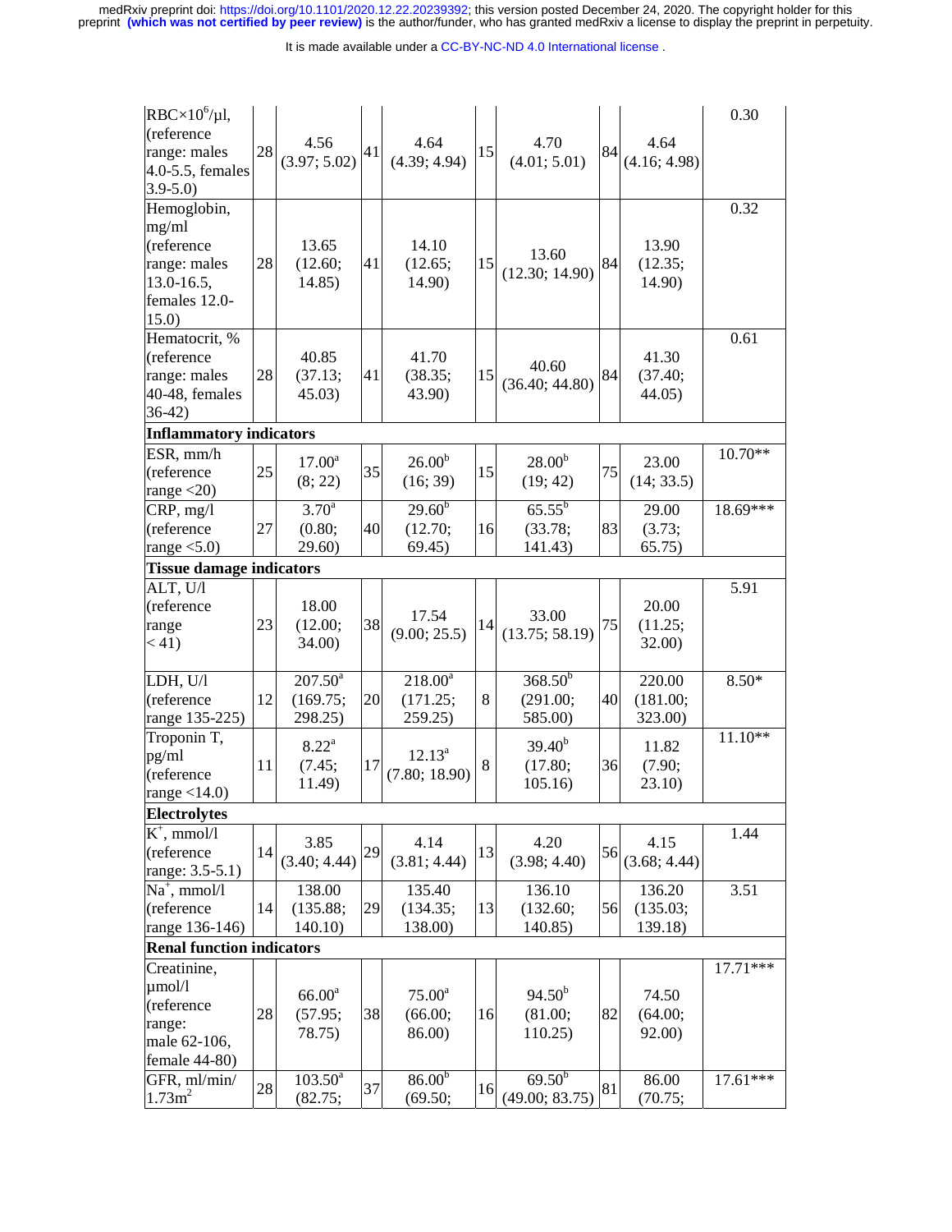| RBC×$10^6$/µl, (reference range: males 4.0-5.5, females 3.9-5.0) | 28 | 4.56 (3.97; 5.02) | 41 | 4.64 (4.39; 4.94) | 15 | 4.70 (4.01; 5.01) | 84 | 4.64 (4.16; 4.98) | 0.30 |
|---|---|---|---|---|---|---|---|---|---|
| Hemoglobin, mg/ml (reference range: males 13.0-16.5, females 12.0-15.0) | 28 | 13.65 (12.60; 14.85) | 41 | 14.10 (12.65; 14.90) | 15 | 13.60 (12.30; 14.90) | 84 | 13.90 (12.35; 14.90) | 0.32 |
| Hematocrit, % (reference range: males 40-48, females 36-42) | 28 | 40.85 (37.13; 45.03) | 41 | 41.70 (38.35; 43.90) | 15 | 40.60 (36.40; 44.80) | 84 | 41.30 (37.40; 44.05) | 0.61 |
| **Inflammatory indicators** | | | | | | | | | |
| ESR, mm/h (reference range <20) | 25 | 17.00[a] (8; 22) | 35 | 26.00[b] (16; 39) | 15 | 28.00[b] (19; 42) | 75 | 23.00 (14; 33.5) | 10.70** |
| CRP, mg/l (reference range <5.0) | 27 | 3.70[a] (0.80; 29.60) | 40 | 29.60[b] (12.70; 69.45) | 16 | 65.55[b] (33.78; 141.43) | 83 | 29.00 (3.73; 65.75) | 18.69*** |
| **Tissue damage indicators** | | | | | | | | | |
| ALT, U/l (reference range < 41) | 23 | 18.00 (12.00; 34.00) | 38 | 17.54 (9.00; 25.5) | 14 | 33.00 (13.75; 58.19) | 75 | 20.00 (11.25; 32.00) | 5.91 |
| LDH, U/l (reference range 135-225) | 12 | 207.50[a] (169.75; 298.25) | 20 | 218.00[a] (171.25; 259.25) | 8 | 368.50[b] (291.00; 585.00) | 40 | 220.00 (181.00; 323.00) | 8.50* |
| Troponin T, pg/ml (reference range <14.0) | 11 | 8.22[a] (7.45; 11.49) | 17 | 12.13[a] (7.80; 18.90) | 8 | 39.40[b] (17.80; 105.16) | 36 | 11.82 (7.90; 23.10) | 11.10** |
| **Electrolytes** | | | | | | | | | |
| $K^+$, mmol/l (reference range: 3.5-5.1) | 14 | 3.85 (3.40; 4.44) | 29 | 4.14 (3.81; 4.44) | 13 | 4.20 (3.98; 4.40) | 56 | 4.15 (3.68; 4.44) | 1.44 |
| $Na^+$, mmol/l (reference range 136-146) | 14 | 138.00 (135.88; 140.10) | 29 | 135.40 (134.35; 138.00) | 13 | 136.10 (132.60; 140.85) | 56 | 136.20 (135.03; 139.18) | 3.51 |
| **Renal function indicators** | | | | | | | | | |
| Creatinine, µmol/l (reference range: male 62-106, female 44-80) | 28 | 66.00[a] (57.95; 78.75) | 38 | 75.00[a] (66.00; 86.00) | 16 | 94.50[b] (81.00; 110.25) | 82 | 74.50 (64.00; 92.00) | 17.71*** |
| GFR, ml/min/ $1.73m^2$ | 28 | 103.50[a] (82.75; | 37 | 86.00[b] (69.50; | 16 | 69.50[b] (49.00; 83.75) | 81 | 86.00 (70.75; | 17.61*** |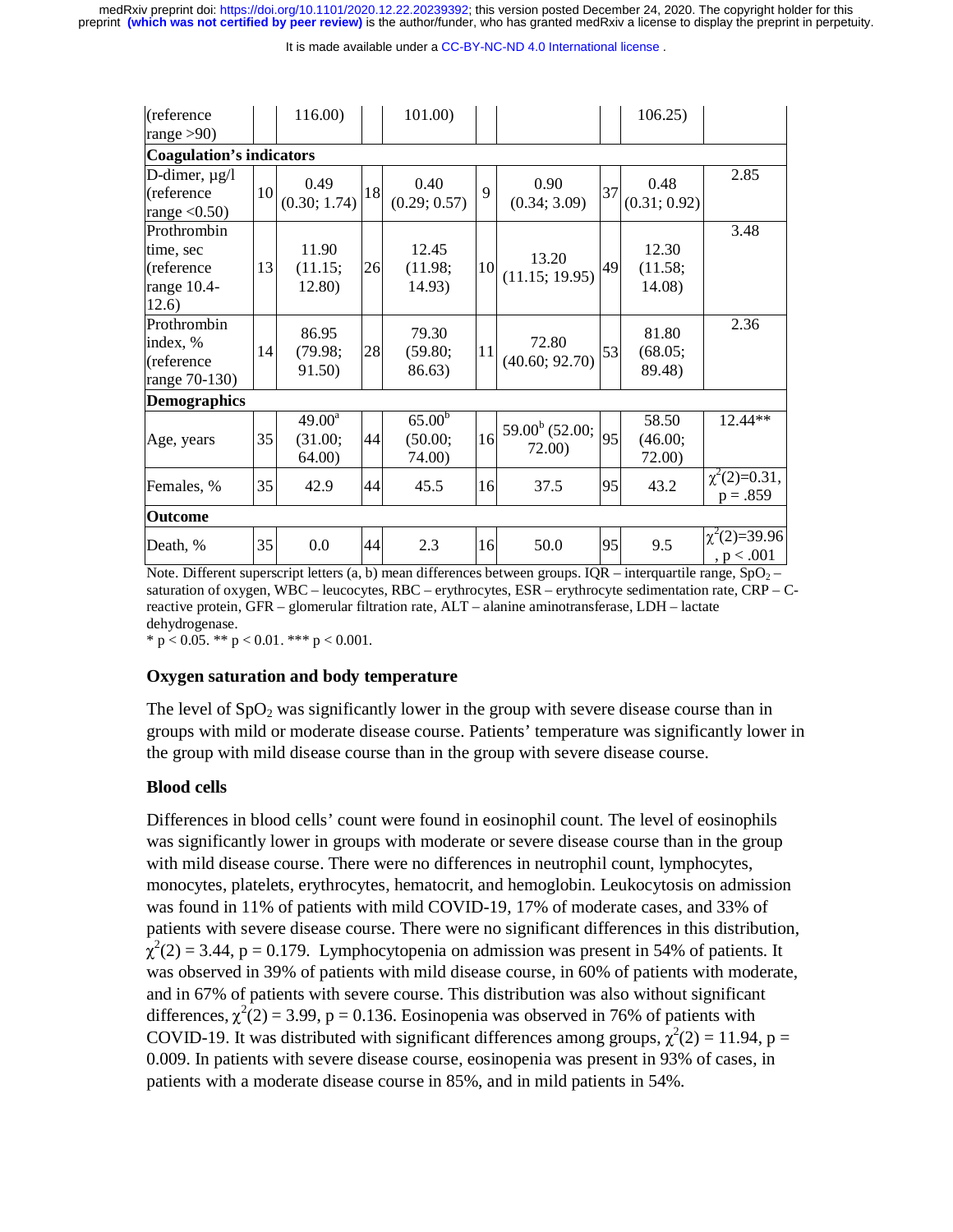| | | | | | | | | | |
|---|---|---|---|---|---|---|---|---|---|
| (reference range >90) | | 116.00) | | 101.00) | | | | 106.25) | |
| **Coagulation's indicators** | | | | | | | | | |
| D-dimer, µg/l (reference range <0.50) | 10 | 0.49 (0.30; 1.74) | 18 | 0.40 (0.29; 0.57) | 9 | 0.90 (0.34; 3.09) | 37 | 0.48 (0.31; 0.92) | 2.85 |
| Prothrombin time, sec (reference range 10.4-12.6) | 13 | 11.90 (11.15; 12.80) | 26 | 12.45 (11.98; 14.93) | 10 | 13.20 (11.15; 19.95) | 49 | 12.30 (11.58; 14.08) | 3.48 |
| Prothrombin index, % (reference range 70-130) | 14 | 86.95 (79.98; 91.50) | 28 | 79.30 (59.80; 86.63) | 11 | 72.80 (40.60; 92.70) | 53 | 81.80 (68.05; 89.48) | 2.36 |
| **Demographics** | | | | | | | | | |
| Age, years | 35 | 49.00[a] (31.00; 64.00) | 44 | 65.00[b] (50.00; 74.00) | 16 | 59.00[b] (52.00; 72.00) | 95 | 58.50 (46.00; 72.00) | 12.44** |
| Females, % | 35 | 42.9 | 44 | 45.5 | 16 | 37.5 | 95 | 43.2 | $\chi^2(2)=0.31$, $p = .859$ |
| **Outcome** | | | | | | | | | |
| Death, % | 35 | 0.0 | 44 | 2.3 | 16 | 50.0 | 95 | 9.5 | $\chi^2(2)=39.96$, $p < .001$ |

Note. Different superscript letters (a, b) mean differences between groups. IQR – interquartile range, $SpO_2$ – saturation of oxygen, WBC – leucocytes, RBC – erythrocytes, ESR – erythrocyte sedimentation rate, CRP – C-reactive protein, GFR – glomerular filtration rate, ALT – alanine aminotransferase, LDH – lactate dehydrogenase.
* $p < 0.05$. ** $p < 0.01$. *** $p < 0.001$.

### Oxygen saturation and body temperature

The level of $SpO_2$ was significantly lower in the group with severe disease course than in groups with mild or moderate disease course. Patients' temperature was significantly lower in the group with mild disease course than in the group with severe disease course.

### Blood cells

Differences in blood cells' count were found in eosinophil count. The level of eosinophils was significantly lower in groups with moderate or severe disease course than in the group with mild disease course. There were no differences in neutrophil count, lymphocytes, monocytes, platelets, erythrocytes, hematocrit, and hemoglobin. Leukocytosis on admission was found in 11% of patients with mild COVID-19, 17% of moderate cases, and 33% of patients with severe disease course. There were no significant differences in this distribution, $\chi^2(2) = 3.44$, $p = 0.179$. Lymphocytopenia on admission was present in 54% of patients. It was observed in 39% of patients with mild disease course, in 60% of patients with moderate, and in 67% of patients with severe course. This distribution was also without significant differences, $\chi^2(2) = 3.99$, $p = 0.136$. Eosinopenia was observed in 76% of patients with COVID-19. It was distributed with significant differences among groups, $\chi^2(2) = 11.94$, $p = 0.009$. In patients with severe disease course, eosinopenia was present in 93% of cases, in patients with a moderate disease course in 85%, and in mild patients in 54%.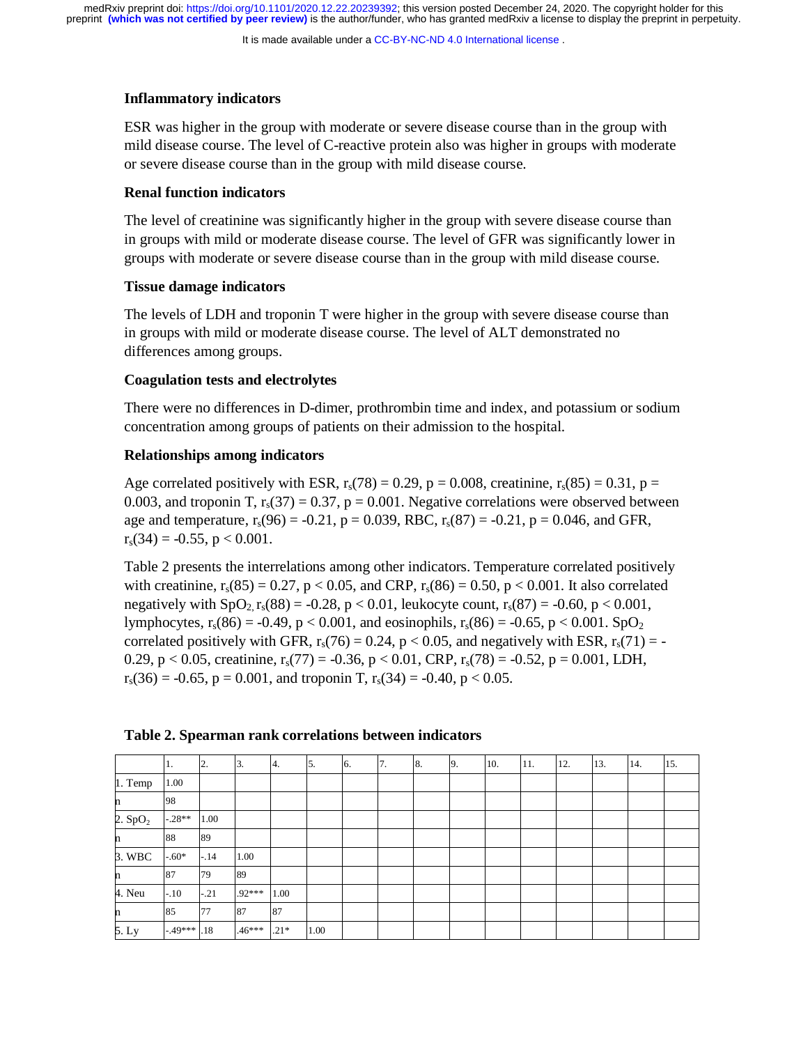### Inflammatory indicators

ESR was higher in the group with moderate or severe disease course than in the group with mild disease course. The level of C-reactive protein also was higher in groups with moderate or severe disease course than in the group with mild disease course.

### Renal function indicators

The level of creatinine was significantly higher in the group with severe disease course than in groups with mild or moderate disease course. The level of GFR was significantly lower in groups with moderate or severe disease course than in the group with mild disease course.

### Tissue damage indicators

The levels of LDH and troponin T were higher in the group with severe disease course than in groups with mild or moderate disease course. The level of ALT demonstrated no differences among groups.

### Coagulation tests and electrolytes

There were no differences in D-dimer, prothrombin time and index, and potassium or sodium concentration among groups of patients on their admission to the hospital.

### Relationships among indicators

Age correlated positively with ESR, $r_s(78) = 0.29$, $p = 0.008$, creatinine, $r_s(85) = 0.31$, $p = 0.003$, and troponin T, $r_s(37) = 0.37$, $p = 0.001$. Negative correlations were observed between age and temperature, $r_s(96) = -0.21$, $p = 0.039$, RBC, $r_s(87) = -0.21$, $p = 0.046$, and GFR, $r_s(34) = -0.55$, $p < 0.001$.

Table 2 presents the interrelations among other indicators. Temperature correlated positively with creatinine, $r_s(85) = 0.27$, $p < 0.05$, and CRP, $r_s(86) = 0.50$, $p < 0.001$. It also correlated negatively with $SpO_2$, $r_s(88) = -0.28$, $p < 0.01$, leukocyte count, $r_s(87) = -0.60$, $p < 0.001$, lymphocytes, $r_s(86) = -0.49$, $p < 0.001$, and eosinophils, $r_s(86) = -0.65$, $p < 0.001$. $SpO_2$ correlated positively with GFR, $r_s(76) = 0.24$, $p < 0.05$, and negatively with ESR, $r_s(71) = -0.29$, $p < 0.05$, creatinine, $r_s(77) = -0.36$, $p < 0.01$, CRP, $r_s(78) = -0.52$, $p = 0.001$, LDH, $r_s(36) = -0.65$, $p = 0.001$, and troponin T, $r_s(34) = -0.40$, $p < 0.05$.

**Table 2. Spearman rank correlations between indicators**

| | 1. | 2. | 3. | 4. | 5. | 6. | 7. | 8. | 9. | 10. | 11. | 12. | 13. | 14. | 15. |
|---|---|---|---|---|---|---|---|---|---|---|---|---|---|---|---|
| 1. Temp | 1.00 | | | | | | | | | | | | | | |
| n | 98 | | | | | | | | | | | | | | |
| 2. $SpO_2$ | -.28** | 1.00 | | | | | | | | | | | | | |
| n | 88 | 89 | | | | | | | | | | | | | |
| 3. WBC | -.60* | -.14 | 1.00 | | | | | | | | | | | | |
| n | 87 | 79 | 89 | | | | | | | | | | | | |
| 4. Neu | -.10 | -.21 | .92*** | 1.00 | | | | | | | | | | | |
| n | 85 | 77 | 87 | 87 | | | | | | | | | | | |
| 5. Ly | -.49*** | .18 | .46*** | .21* | 1.00 | | | | | | | | | | |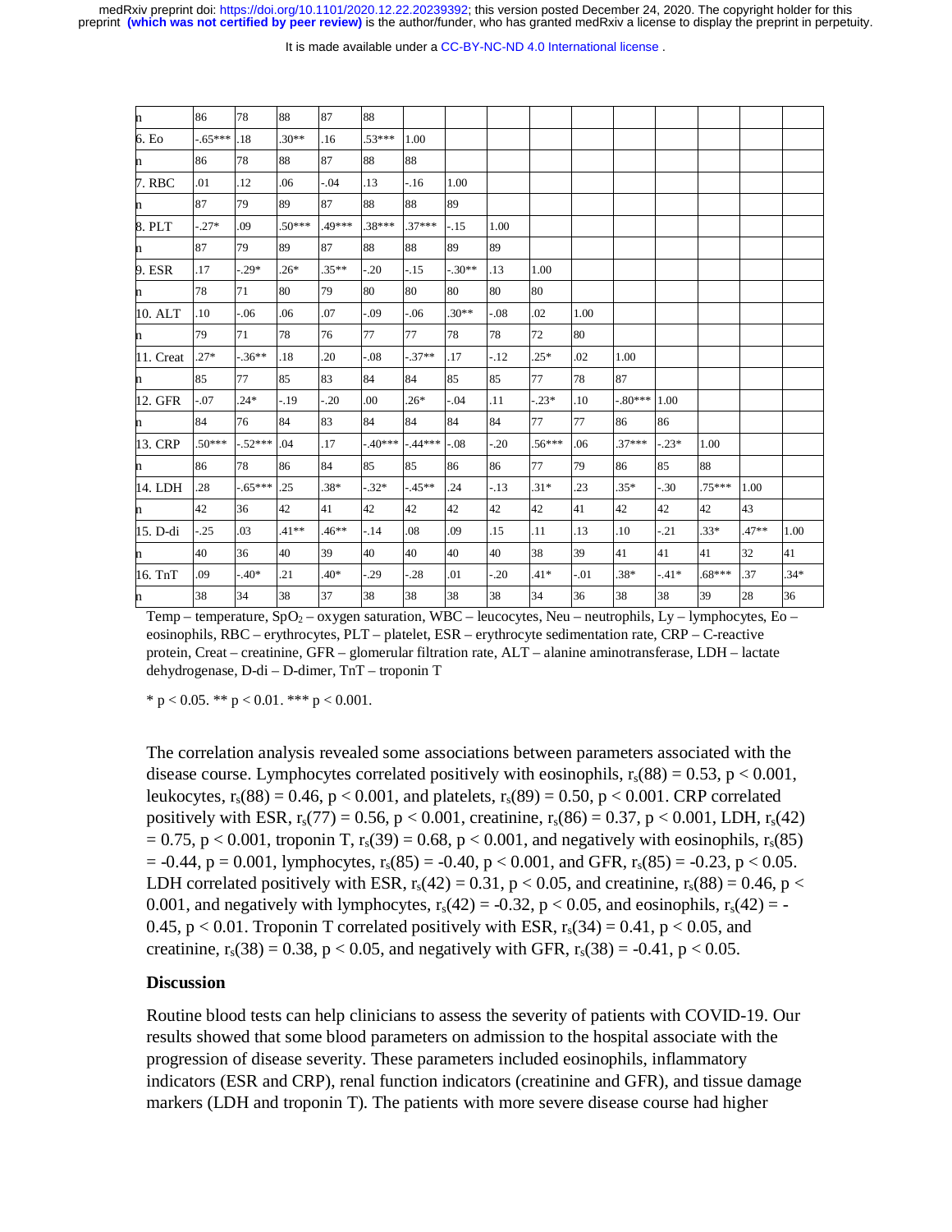| | | | | | | | | | | | | | | | | |
|---|---|---|---|---|---|---|---|---|---|---|---|---|---|---|---|---|
| n | 86 | 78 | 88 | 87 | 88 | | | | | | | | | | | |
| 6. Eo | -.65*** | .18 | .30** | .16 | .53*** | 1.00 | | | | | | | | | | |
| n | 86 | 78 | 88 | 87 | 88 | 88 | | | | | | | | | | |
| 7. RBC | .01 | .12 | .06 | -.04 | .13 | -.16 | 1.00 | | | | | | | | | |
| n | 87 | 79 | 89 | 87 | 88 | 88 | 89 | | | | | | | | | |
| 8. PLT | -.27* | .09 | .50*** | .49*** | .38*** | .37*** | -.15 | 1.00 | | | | | | | | |
| n | 87 | 79 | 89 | 87 | 88 | 88 | 89 | 89 | | | | | | | | |
| 9. ESR | .17 | -.29* | .26* | .35** | -.20 | -.15 | -.30** | .13 | 1.00 | | | | | | | |
| n | 78 | 71 | 80 | 79 | 80 | 80 | 80 | 80 | 80 | | | | | | | |
| 10. ALT | .10 | -.06 | .06 | .07 | -.09 | -.06 | .30** | -.08 | .02 | 1.00 | | | | | | |
| n | 79 | 71 | 78 | 76 | 77 | 77 | 78 | 78 | 72 | 80 | | | | | | |
| 11. Creat | .27* | -.36** | .18 | .20 | -.08 | -.37** | .17 | -.12 | .25* | .02 | 1.00 | | | | | |
| n | 85 | 77 | 85 | 83 | 84 | 84 | 85 | 85 | 77 | 78 | 87 | | | | | |
| 12. GFR | -.07 | .24* | -.19 | -.20 | .00 | .26* | -.04 | .11 | -.23* | .10 | -.80*** | 1.00 | | | | |
| n | 84 | 76 | 84 | 83 | 84 | 84 | 84 | 84 | 77 | 77 | 86 | 86 | | | | |
| 13. CRP | .50*** | -.52*** | .04 | .17 | -.40*** | -.44*** | -.08 | -.20 | .56*** | .06 | .37*** | -.23* | 1.00 | | | |
| n | 86 | 78 | 86 | 84 | 85 | 85 | 86 | 86 | 77 | 79 | 86 | 85 | 88 | | | |
| 14. LDH | .28 | -.65*** | .25 | .38* | -.32* | -.45** | .24 | -.13 | .31* | .23 | .35* | -.30 | .75*** | 1.00 | | |
| n | 42 | 36 | 42 | 41 | 42 | 42 | 42 | 42 | 42 | 41 | 42 | 42 | 42 | 43 | | |
| 15. D-di | -.25 | .03 | .41** | .46** | -.14 | .08 | .09 | .15 | .11 | .13 | .10 | -.21 | .33* | .47** | 1.00 | |
| n | 40 | 36 | 40 | 39 | 40 | 40 | 40 | 40 | 38 | 39 | 41 | 41 | 41 | 32 | 41 | |
| 16. TnT | .09 | -.40* | .21 | .40* | -.29 | -.28 | .01 | -.20 | .41* | -.01 | .38* | -.41* | .68*** | .37 | .34* | |
| n | 38 | 34 | 38 | 37 | 38 | 38 | 38 | 38 | 34 | 36 | 38 | 38 | 39 | 28 | 36 | |

Temp – temperature, $SpO_2$ – oxygen saturation, WBC – leucocytes, Neu – neutrophils, Ly – lymphocytes, Eo – eosinophils, RBC – erythrocytes, PLT – platelet, ESR – erythrocyte sedimentation rate, CRP – C-reactive protein, Creat – creatinine, GFR – glomerular filtration rate, ALT – alanine aminotransferase, LDH – lactate dehydrogenase, D-di – D-dimer, TnT – troponin T

\* $p < 0.05$. ** $p < 0.01$. *** $p < 0.001$.

The correlation analysis revealed some associations between parameters associated with the disease course. Lymphocytes correlated positively with eosinophils, $r_s(88) = 0.53$, $p < 0.001$, leukocytes, $r_s(88) = 0.46$, $p < 0.001$, and platelets, $r_s(89) = 0.50$, $p < 0.001$. CRP correlated positively with ESR, $r_s(77) = 0.56$, $p < 0.001$, creatinine, $r_s(86) = 0.37$, $p < 0.001$, LDH, $r_s(42) = 0.75$, $p < 0.001$, troponin T, $r_s(39) = 0.68$, $p < 0.001$, and negatively with eosinophils, $r_s(85) = -0.44$, $p = 0.001$, lymphocytes, $r_s(85) = -0.40$, $p < 0.001$, and GFR, $r_s(85) = -0.23$, $p < 0.05$. LDH correlated positively with ESR, $r_s(42) = 0.31$, $p < 0.05$, and creatinine, $r_s(88) = 0.46$, $p < 0.001$, and negatively with lymphocytes, $r_s(42) = -0.32$, $p < 0.05$, and eosinophils, $r_s(42) = -0.45$, $p < 0.01$. Troponin T correlated positively with ESR, $r_s(34) = 0.41$, $p < 0.05$, and creatinine, $r_s(38) = 0.38$, $p < 0.05$, and negatively with GFR, $r_s(38) = -0.41$, $p < 0.05$.

## Discussion

Routine blood tests can help clinicians to assess the severity of patients with COVID-19. Our results showed that some blood parameters on admission to the hospital associate with the progression of disease severity. These parameters included eosinophils, inflammatory indicators (ESR and CRP), renal function indicators (creatinine and GFR), and tissue damage markers (LDH and troponin T). The patients with more severe disease course had higher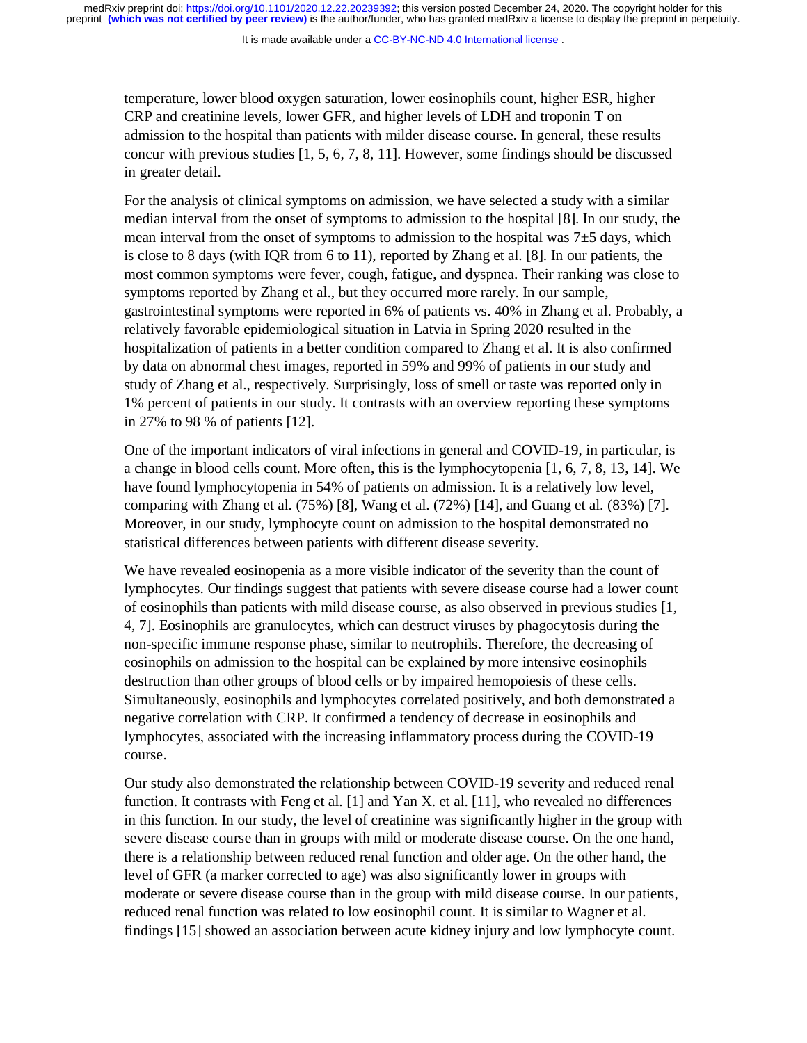temperature, lower blood oxygen saturation, lower eosinophils count, higher ESR, higher CRP and creatinine levels, lower GFR, and higher levels of LDH and troponin T on admission to the hospital than patients with milder disease course. In general, these results concur with previous studies [1, 5, 6, 7, 8, 11]. However, some findings should be discussed in greater detail.

For the analysis of clinical symptoms on admission, we have selected a study with a similar median interval from the onset of symptoms to admission to the hospital [8]. In our study, the mean interval from the onset of symptoms to admission to the hospital was 7±5 days, which is close to 8 days (with IQR from 6 to 11), reported by Zhang et al. [8]. In our patients, the most common symptoms were fever, cough, fatigue, and dyspnea. Their ranking was close to symptoms reported by Zhang et al., but they occurred more rarely. In our sample, gastrointestinal symptoms were reported in 6% of patients vs. 40% in Zhang et al. Probably, a relatively favorable epidemiological situation in Latvia in Spring 2020 resulted in the hospitalization of patients in a better condition compared to Zhang et al. It is also confirmed by data on abnormal chest images, reported in 59% and 99% of patients in our study and study of Zhang et al., respectively. Surprisingly, loss of smell or taste was reported only in 1% percent of patients in our study. It contrasts with an overview reporting these symptoms in 27% to 98 % of patients [12].

One of the important indicators of viral infections in general and COVID-19, in particular, is a change in blood cells count. More often, this is the lymphocytopenia [1, 6, 7, 8, 13, 14]. We have found lymphocytopenia in 54% of patients on admission. It is a relatively low level, comparing with Zhang et al. (75%) [8], Wang et al. (72%) [14], and Guang et al. (83%) [7]. Moreover, in our study, lymphocyte count on admission to the hospital demonstrated no statistical differences between patients with different disease severity.

We have revealed eosinopenia as a more visible indicator of the severity than the count of lymphocytes. Our findings suggest that patients with severe disease course had a lower count of eosinophils than patients with mild disease course, as also observed in previous studies [1, 4, 7]. Eosinophils are granulocytes, which can destruct viruses by phagocytosis during the non-specific immune response phase, similar to neutrophils. Therefore, the decreasing of eosinophils on admission to the hospital can be explained by more intensive eosinophils destruction than other groups of blood cells or by impaired hemopoiesis of these cells. Simultaneously, eosinophils and lymphocytes correlated positively, and both demonstrated a negative correlation with CRP. It confirmed a tendency of decrease in eosinophils and lymphocytes, associated with the increasing inflammatory process during the COVID-19 course.

Our study also demonstrated the relationship between COVID-19 severity and reduced renal function. It contrasts with Feng et al. [1] and Yan X. et al. [11], who revealed no differences in this function. In our study, the level of creatinine was significantly higher in the group with severe disease course than in groups with mild or moderate disease course. On the one hand, there is a relationship between reduced renal function and older age. On the other hand, the level of GFR (a marker corrected to age) was also significantly lower in groups with moderate or severe disease course than in the group with mild disease course. In our patients, reduced renal function was related to low eosinophil count. It is similar to Wagner et al. findings [15] showed an association between acute kidney injury and low lymphocyte count.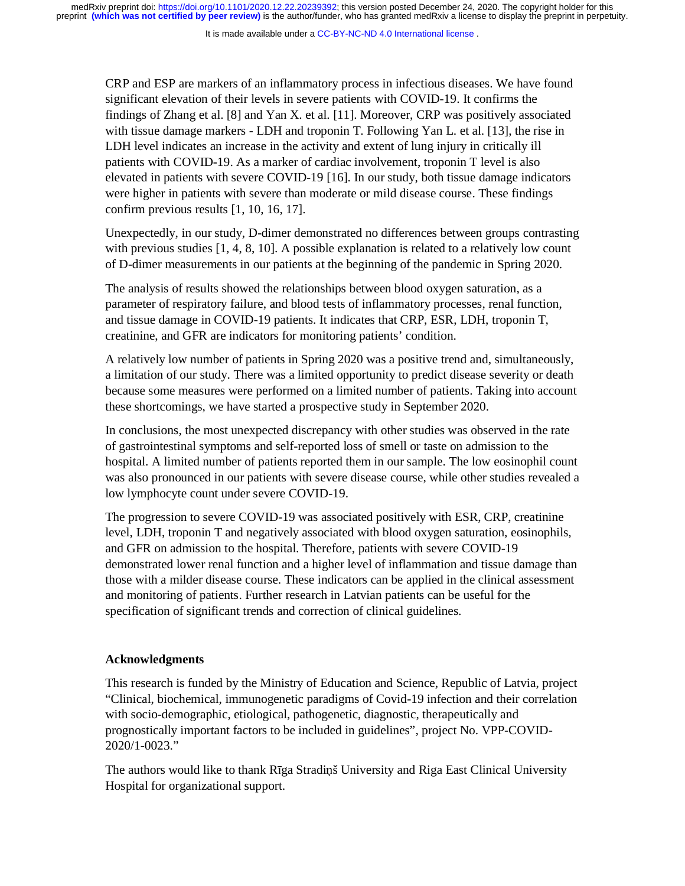CRP and ESP are markers of an inflammatory process in infectious diseases. We have found significant elevation of their levels in severe patients with COVID-19. It confirms the findings of Zhang et al. [8] and Yan X. et al. [11]. Moreover, CRP was positively associated with tissue damage markers - LDH and troponin T. Following Yan L. et al. [13], the rise in LDH level indicates an increase in the activity and extent of lung injury in critically ill patients with COVID-19. As a marker of cardiac involvement, troponin T level is also elevated in patients with severe COVID-19 [16]. In our study, both tissue damage indicators were higher in patients with severe than moderate or mild disease course. These findings confirm previous results [1, 10, 16, 17].

Unexpectedly, in our study, D-dimer demonstrated no differences between groups contrasting with previous studies [1, 4, 8, 10]. A possible explanation is related to a relatively low count of D-dimer measurements in our patients at the beginning of the pandemic in Spring 2020.

The analysis of results showed the relationships between blood oxygen saturation, as a parameter of respiratory failure, and blood tests of inflammatory processes, renal function, and tissue damage in COVID-19 patients. It indicates that CRP, ESR, LDH, troponin T, creatinine, and GFR are indicators for monitoring patients' condition.

A relatively low number of patients in Spring 2020 was a positive trend and, simultaneously, a limitation of our study. There was a limited opportunity to predict disease severity or death because some measures were performed on a limited number of patients. Taking into account these shortcomings, we have started a prospective study in September 2020.

In conclusions, the most unexpected discrepancy with other studies was observed in the rate of gastrointestinal symptoms and self-reported loss of smell or taste on admission to the hospital. A limited number of patients reported them in our sample. The low eosinophil count was also pronounced in our patients with severe disease course, while other studies revealed a low lymphocyte count under severe COVID-19.

The progression to severe COVID-19 was associated positively with ESR, CRP, creatinine level, LDH, troponin T and negatively associated with blood oxygen saturation, eosinophils, and GFR on admission to the hospital. Therefore, patients with severe COVID-19 demonstrated lower renal function and a higher level of inflammation and tissue damage than those with a milder disease course. These indicators can be applied in the clinical assessment and monitoring of patients. Further research in Latvian patients can be useful for the specification of significant trends and correction of clinical guidelines.

## Acknowledgments

This research is funded by the Ministry of Education and Science, Republic of Latvia, project "Clinical, biochemical, immunogenetic paradigms of Covid-19 infection and their correlation with socio-demographic, etiological, pathogenetic, diagnostic, therapeutically and prognostically important factors to be included in guidelines", project No. VPP-COVID-2020/1-0023."

The authors would like to thank Rīga Stradiņš University and Riga East Clinical University Hospital for organizational support.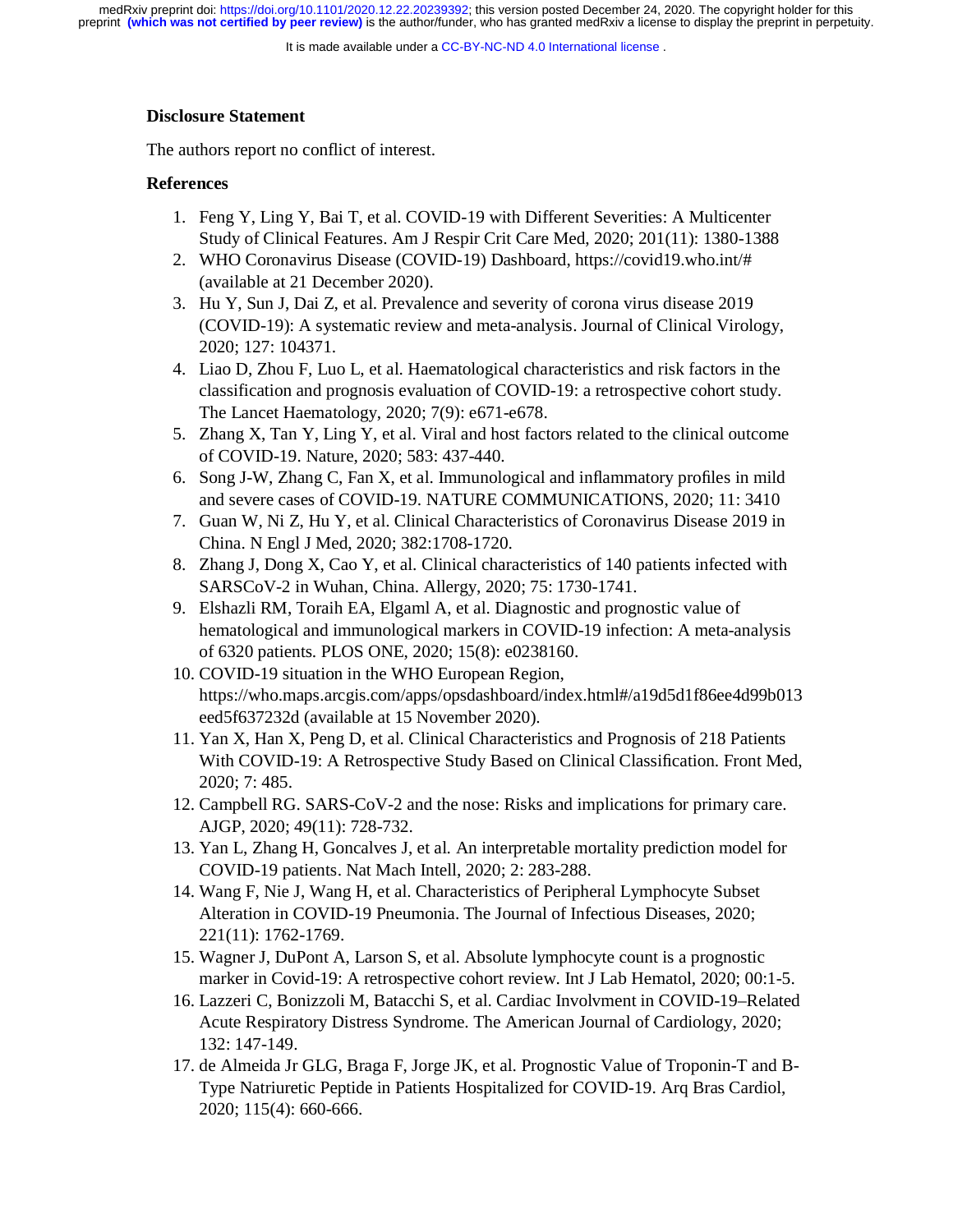## Disclosure Statement

The authors report no conflict of interest.

## References

1. Feng Y, Ling Y, Bai T, et al. COVID-19 with Different Severities: A Multicenter Study of Clinical Features. Am J Respir Crit Care Med, 2020; 201(11): 1380-1388
2. WHO Coronavirus Disease (COVID-19) Dashboard, https://covid19.who.int/# (available at 21 December 2020).
3. Hu Y, Sun J, Dai Z, et al. Prevalence and severity of corona virus disease 2019 (COVID-19): A systematic review and meta-analysis. Journal of Clinical Virology, 2020; 127: 104371.
4. Liao D, Zhou F, Luo L, et al. Haematological characteristics and risk factors in the classification and prognosis evaluation of COVID-19: a retrospective cohort study. The Lancet Haematology, 2020; 7(9): e671-e678.
5. Zhang X, Tan Y, Ling Y, et al. Viral and host factors related to the clinical outcome of COVID-19. Nature, 2020; 583: 437-440.
6. Song J-W, Zhang C, Fan X, et al. Immunological and inflammatory profiles in mild and severe cases of COVID-19. NATURE COMMUNICATIONS, 2020; 11: 3410
7. Guan W, Ni Z, Hu Y, et al. Clinical Characteristics of Coronavirus Disease 2019 in China. N Engl J Med, 2020; 382:1708-1720.
8. Zhang J, Dong X, Cao Y, et al. Clinical characteristics of 140 patients infected with SARSCoV-2 in Wuhan, China. Allergy, 2020; 75: 1730-1741.
9. Elshazli RM, Toraih EA, Elgaml A, et al. Diagnostic and prognostic value of hematological and immunological markers in COVID-19 infection: A meta-analysis of 6320 patients. PLOS ONE, 2020; 15(8): e0238160.
10. COVID-19 situation in the WHO European Region, https://who.maps.arcgis.com/apps/opsdashboard/index.html#/a19d5d1f86ee4d99b013eed5f637232d (available at 15 November 2020).
11. Yan X, Han X, Peng D, et al. Clinical Characteristics and Prognosis of 218 Patients With COVID-19: A Retrospective Study Based on Clinical Classification. Front Med, 2020; 7: 485.
12. Campbell RG. SARS-CoV-2 and the nose: Risks and implications for primary care. AJGP, 2020; 49(11): 728-732.
13. Yan L, Zhang H, Goncalves J, et al. An interpretable mortality prediction model for COVID-19 patients. Nat Mach Intell, 2020; 2: 283-288.
14. Wang F, Nie J, Wang H, et al. Characteristics of Peripheral Lymphocyte Subset Alteration in COVID-19 Pneumonia. The Journal of Infectious Diseases, 2020; 221(11): 1762-1769.
15. Wagner J, DuPont A, Larson S, et al. Absolute lymphocyte count is a prognostic marker in Covid-19: A retrospective cohort review. Int J Lab Hematol, 2020; 00:1-5.
16. Lazzeri C, Bonizzoli M, Batacchi S, et al. Cardiac Involvment in COVID-19–Related Acute Respiratory Distress Syndrome. The American Journal of Cardiology, 2020; 132: 147-149.
17. de Almeida Jr GLG, Braga F, Jorge JK, et al. Prognostic Value of Troponin-T and B-Type Natriuretic Peptide in Patients Hospitalized for COVID-19. Arq Bras Cardiol, 2020; 115(4): 660-666.